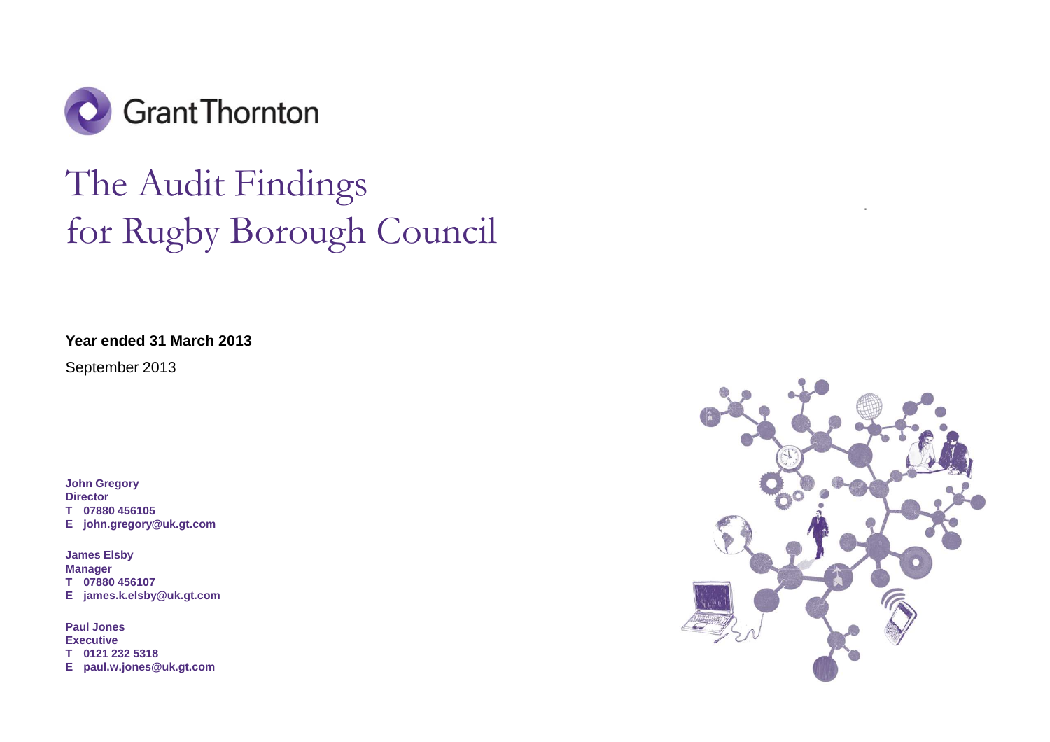Grant Thornton

# The Audit Findings for Rugby Borough Council

**Year ended 31 March 2013**

September 2013

**John Gregory**
**Director**
**T 07880 456105**
**E john.gregory@uk.gt.com**

**James Elsby**
**Manager**
**T 07880 456107**
**E james.k.elsby@uk.gt.com**

**Paul Jones**
**Executive**
**T 0121 232 5318**
**E paul.w.jones@uk.gt.com**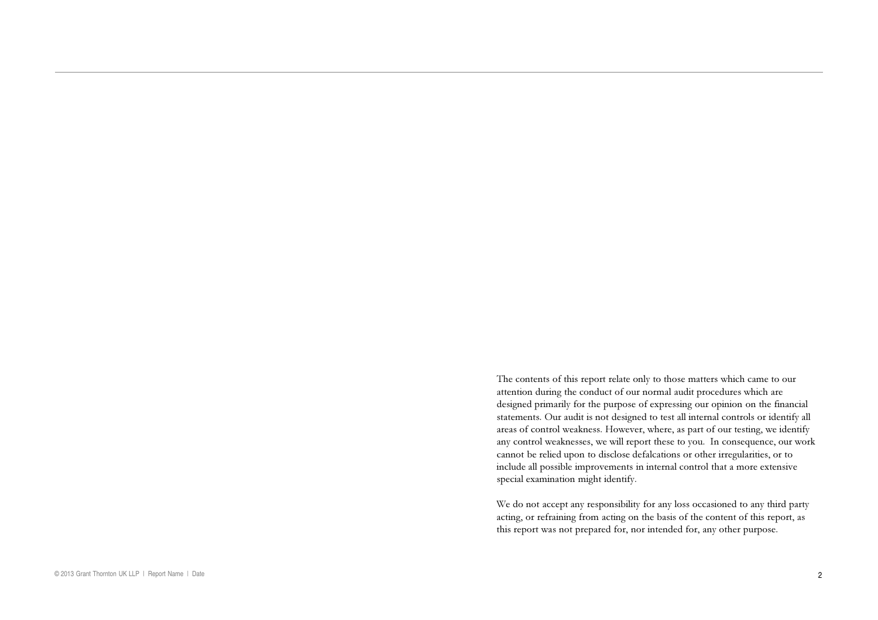The contents of this report relate only to those matters which came to our attention during the conduct of our normal audit procedures which are designed primarily for the purpose of expressing our opinion on the financial statements. Our audit is not designed to test all internal controls or identify all areas of control weakness. However, where, as part of our testing, we identify any control weaknesses, we will report these to you. In consequence, our work cannot be relied upon to disclose defalcations or other irregularities, or to include all possible improvements in internal control that a more extensive special examination might identify.

We do not accept any responsibility for any loss occasioned to any third party acting, or refraining from acting on the basis of the content of this report, as this report was not prepared for, nor intended for, any other purpose.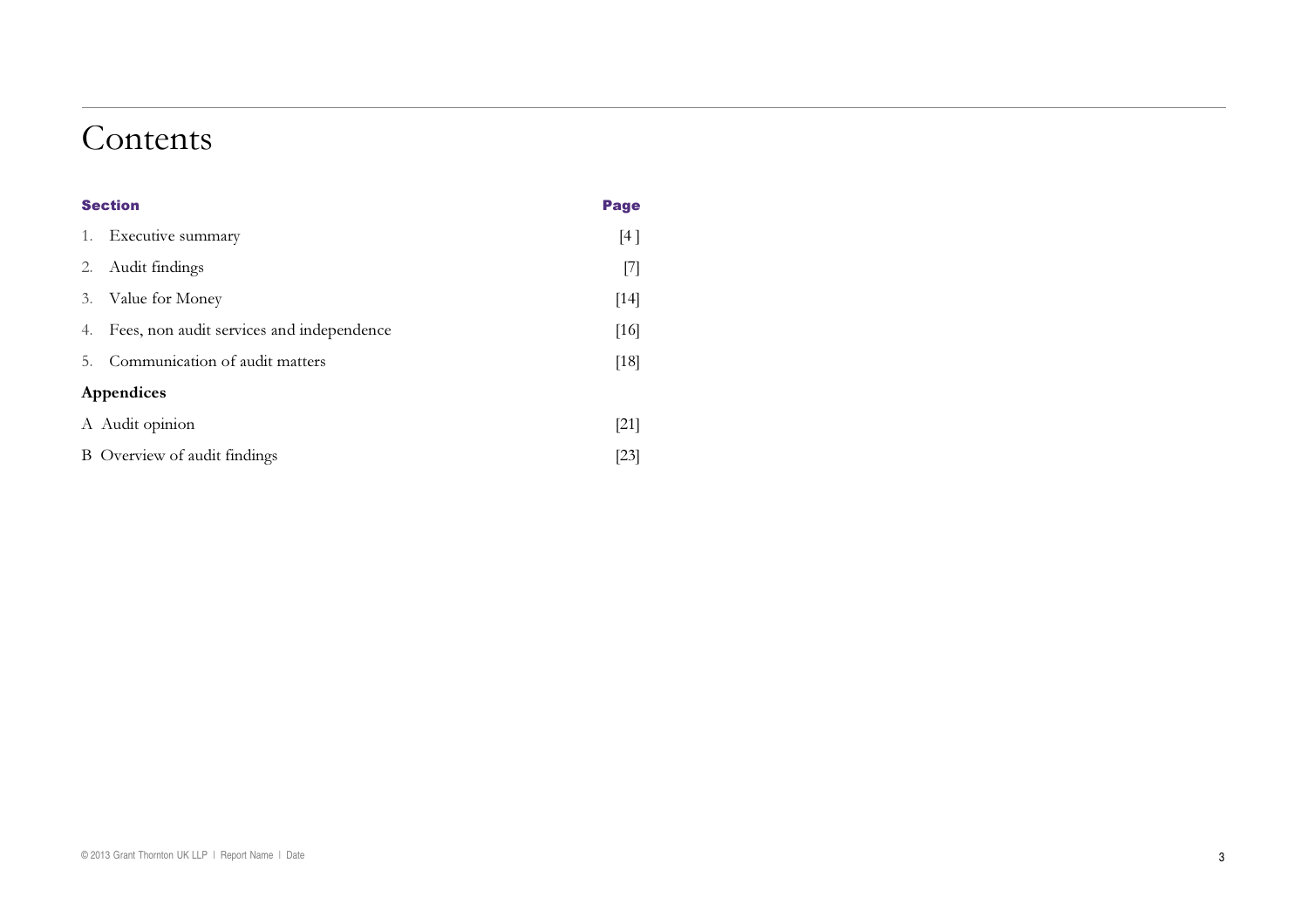# Contents

| Section | Page |
| --- | --- |
| 1. Executive summary | [4 ] |
| 2. Audit findings | [7] |
| 3. Value for Money | [14] |
| 4. Fees, non audit services and independence | [16] |
| 5. Communication of audit matters | [18] |
| **Appendices** | |
| A Audit opinion | [21] |
| B Overview of audit findings | [23] |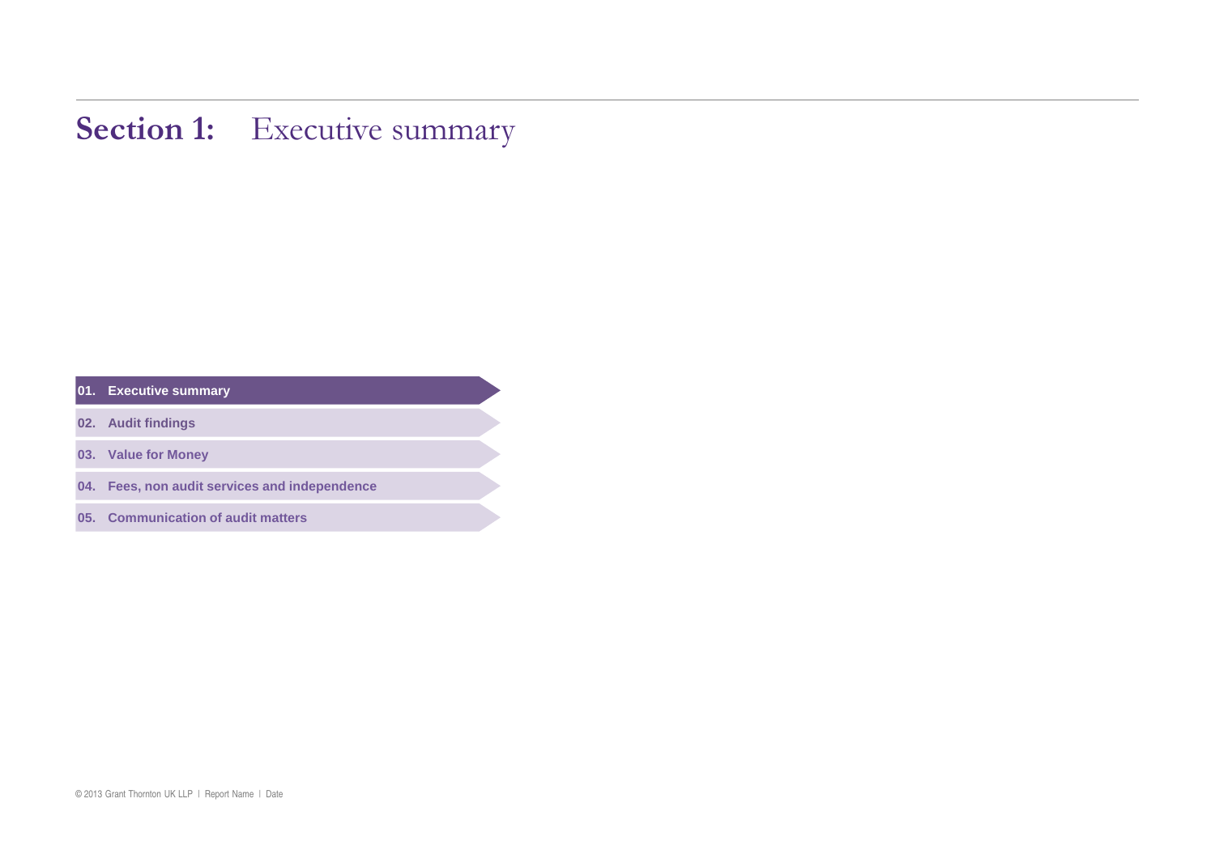# Section 1: Executive summary

01. Executive summary

02. Audit findings

03. Value for Money

04. Fees, non audit services and independence

05. Communication of audit matters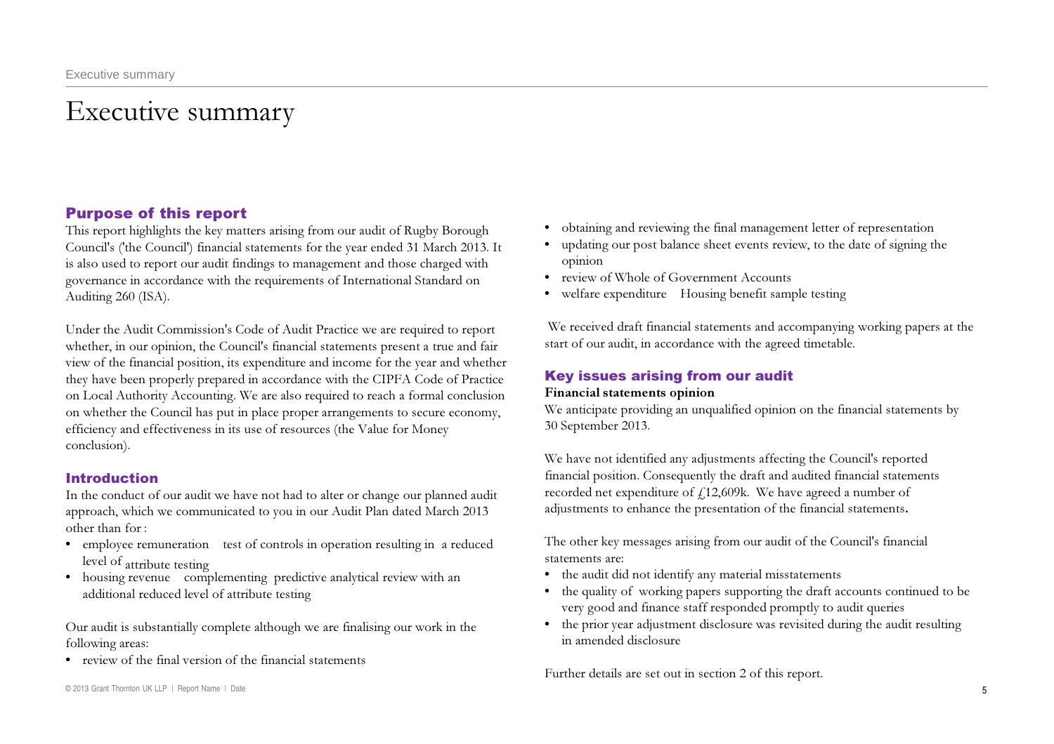# Executive summary

## Purpose of this report

This report highlights the key matters arising from our audit of Rugby Borough Council's ('the Council') financial statements for the year ended 31 March 2013. It is also used to report our audit findings to management and those charged with governance in accordance with the requirements of International Standard on Auditing 260 (ISA).

Under the Audit Commission's Code of Audit Practice we are required to report whether, in our opinion, the Council's financial statements present a true and fair view of the financial position, its expenditure and income for the year and whether they have been properly prepared in accordance with the CIPFA Code of Practice on Local Authority Accounting. We are also required to reach a formal conclusion on whether the Council has put in place proper arrangements to secure economy, efficiency and effectiveness in its use of resources (the Value for Money conclusion).

## Introduction

In the conduct of our audit we have not had to alter or change our planned audit approach, which we communicated to you in our Audit Plan dated March 2013 other than for :

- employee remuneration test of controls in operation resulting in a reduced level of attribute testing
- housing revenue complementing predictive analytical review with an additional reduced level of attribute testing

Our audit is substantially complete although we are finalising our work in the following areas:

- review of the final version of the financial statements
- obtaining and reviewing the final management letter of representation
- updating our post balance sheet events review, to the date of signing the opinion
- review of Whole of Government Accounts
- welfare expenditure Housing benefit sample testing

We received draft financial statements and accompanying working papers at the start of our audit, in accordance with the agreed timetable.

## Key issues arising from our audit

**Financial statements opinion**

We anticipate providing an unqualified opinion on the financial statements by 30 September 2013.

We have not identified any adjustments affecting the Council's reported financial position. Consequently the draft and audited financial statements recorded net expenditure of £12,609k. We have agreed a number of adjustments to enhance the presentation of the financial statements**.**

The other key messages arising from our audit of the Council's financial statements are:

- the audit did not identify any material misstatements
- the quality of working papers supporting the draft accounts continued to be very good and finance staff responded promptly to audit queries
- the prior year adjustment disclosure was revisited during the audit resulting in amended disclosure

Further details are set out in section 2 of this report.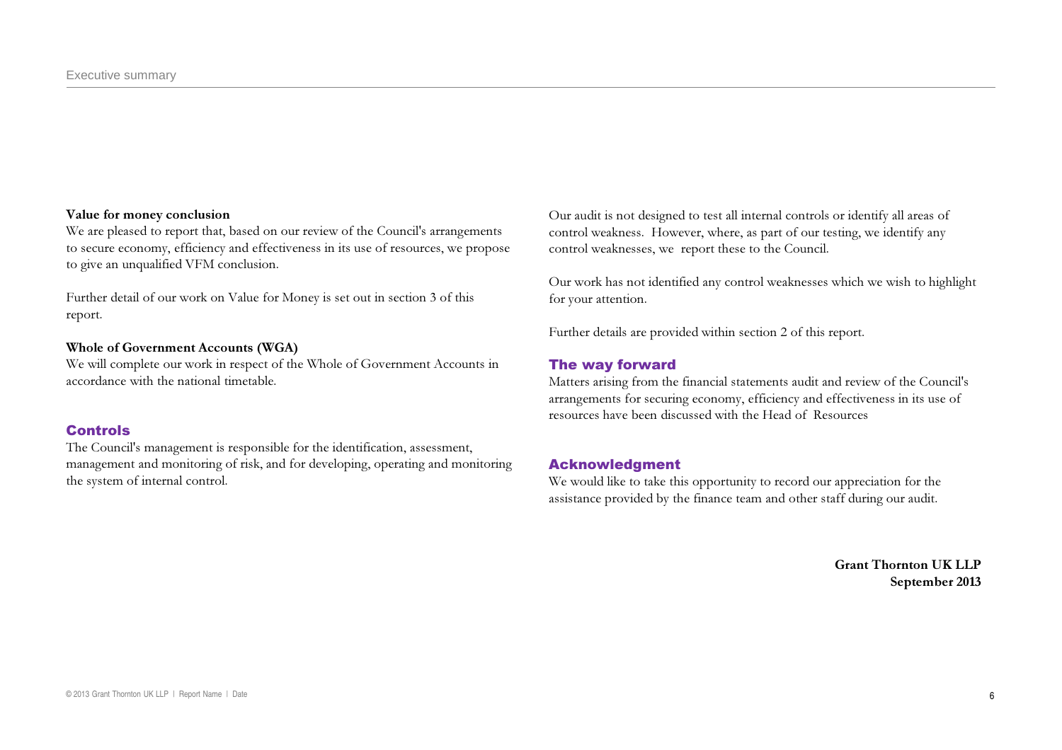**Value for money conclusion**

We are pleased to report that, based on our review of the Council's arrangements to secure economy, efficiency and effectiveness in its use of resources, we propose to give an unqualified VFM conclusion.

Further detail of our work on Value for Money is set out in section 3 of this report.

**Whole of Government Accounts (WGA)**

We will complete our work in respect of the Whole of Government Accounts in accordance with the national timetable.

## Controls

The Council's management is responsible for the identification, assessment, management and monitoring of risk, and for developing, operating and monitoring the system of internal control.

Our audit is not designed to test all internal controls or identify all areas of control weakness. However, where, as part of our testing, we identify any control weaknesses, we report these to the Council.

Our work has not identified any control weaknesses which we wish to highlight for your attention.

Further details are provided within section 2 of this report.

## The way forward

Matters arising from the financial statements audit and review of the Council's arrangements for securing economy, efficiency and effectiveness in its use of resources have been discussed with the Head of Resources

## Acknowledgment

We would like to take this opportunity to record our appreciation for the assistance provided by the finance team and other staff during our audit.

**Grant Thornton UK LLP**
**September 2013**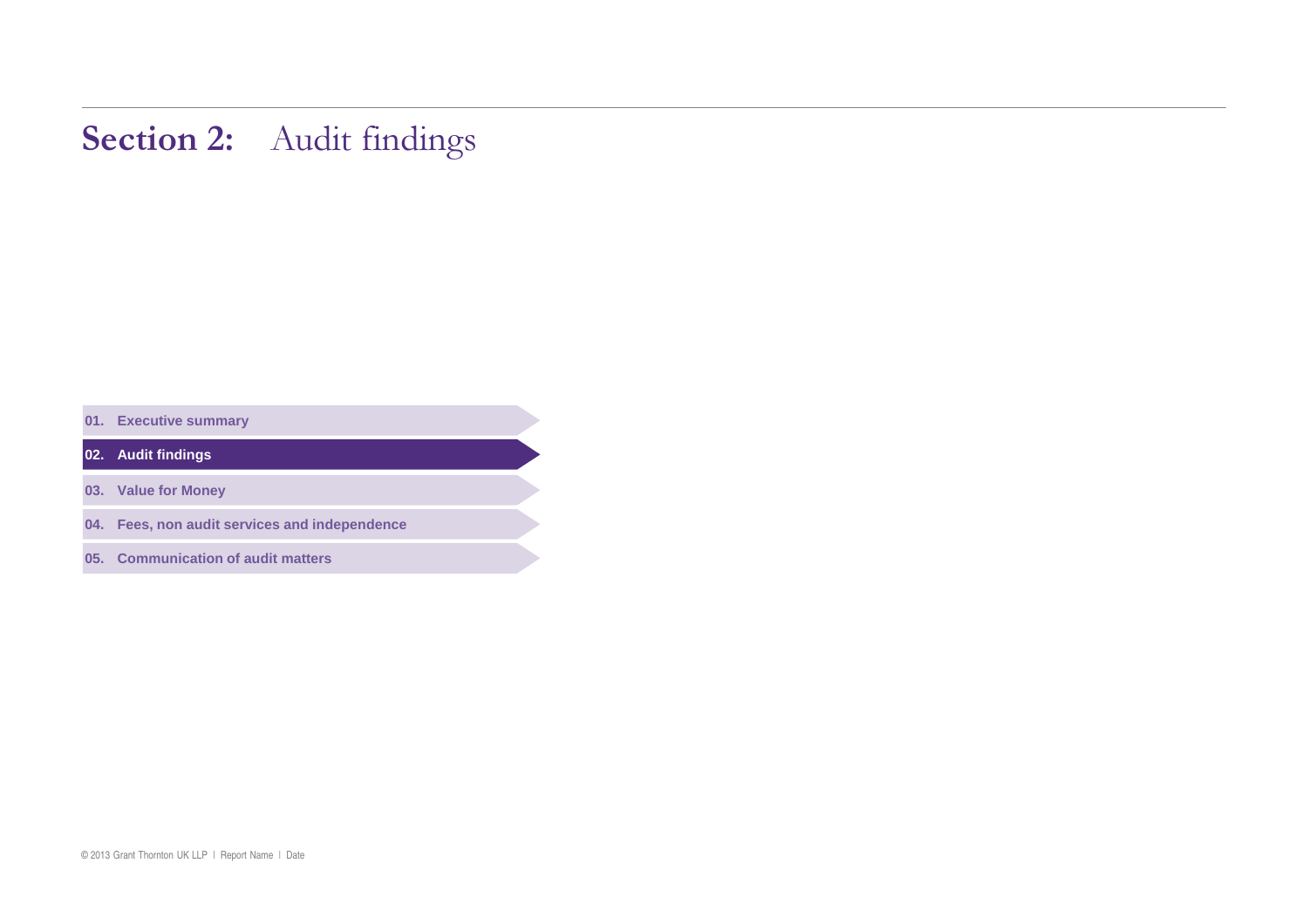# Section 2: Audit findings

01. Executive summary

**02. Audit findings**

03. Value for Money

04. Fees, non audit services and independence

05. Communication of audit matters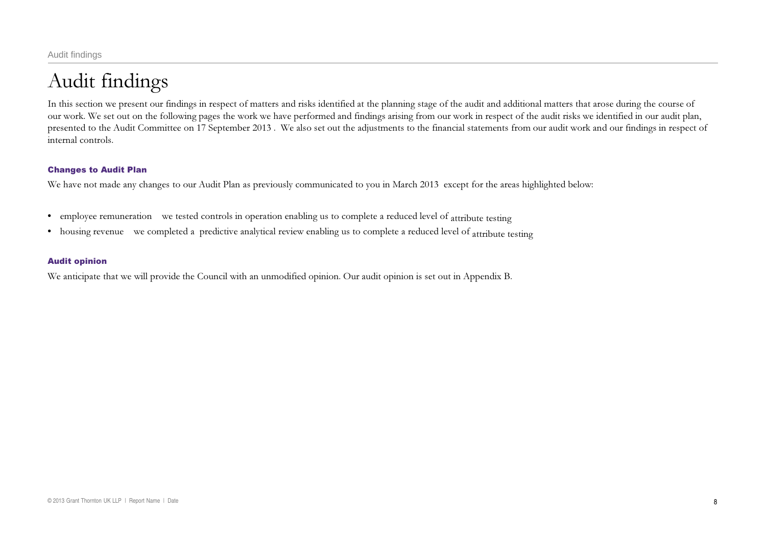# Audit findings

In this section we present our findings in respect of matters and risks identified at the planning stage of the audit and additional matters that arose during the course of our work. We set out on the following pages the work we have performed and findings arising from our work in respect of the audit risks we identified in our audit plan, presented to the Audit Committee on 17 September 2013 . We also set out the adjustments to the financial statements from our audit work and our findings in respect of internal controls.

### Changes to Audit Plan

We have not made any changes to our Audit Plan as previously communicated to you in March 2013 except for the areas highlighted below:

- employee remuneration we tested controls in operation enabling us to complete a reduced level of attribute testing
- housing revenue we completed a predictive analytical review enabling us to complete a reduced level of attribute testing

### Audit opinion

We anticipate that we will provide the Council with an unmodified opinion. Our audit opinion is set out in Appendix B.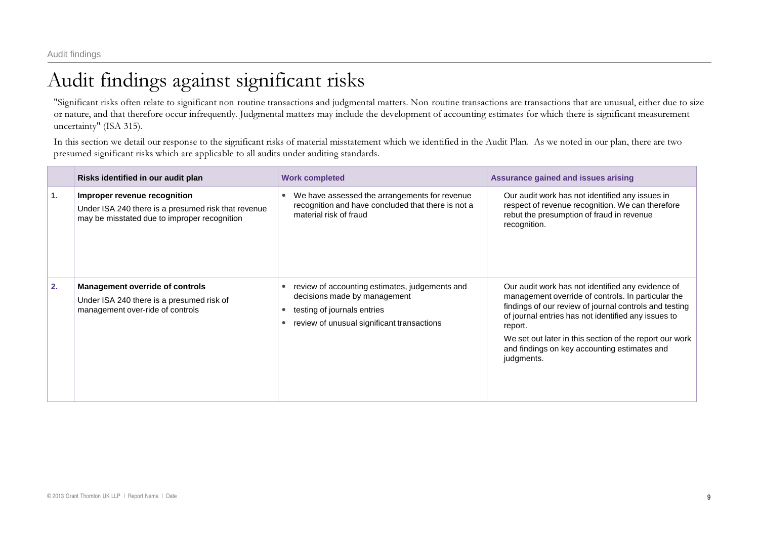# Audit findings against significant risks

"Significant risks often relate to significant non routine transactions and judgmental matters. Non routine transactions are transactions that are unusual, either due to size or nature, and that therefore occur infrequently. Judgmental matters may include the development of accounting estimates for which there is significant measurement uncertainty" (ISA 315).

In this section we detail our response to the significant risks of material misstatement which we identified in the Audit Plan. As we noted in our plan, there are two presumed significant risks which are applicable to all audits under auditing standards.

| | Risks identified in our audit plan | Work completed | Assurance gained and issues arising |
|---|---|---|---|
| 1. | **Improper revenue recognition**<br>Under ISA 240 there is a presumed risk that revenue may be misstated due to improper recognition | • We have assessed the arrangements for revenue recognition and have concluded that there is not a material risk of fraud | Our audit work has not identified any issues in respect of revenue recognition. We can therefore rebut the presumption of fraud in revenue recognition. |
| 2. | **Management override of controls**<br>Under ISA 240 there is a presumed risk of management over-ride of controls | • review of accounting estimates, judgements and decisions made by management<br>• testing of journals entries<br>• review of unusual significant transactions | Our audit work has not identified any evidence of management override of controls. In particular the findings of our review of journal controls and testing of journal entries has not identified any issues to report.<br>We set out later in this section of the report our work and findings on key accounting estimates and judgments. |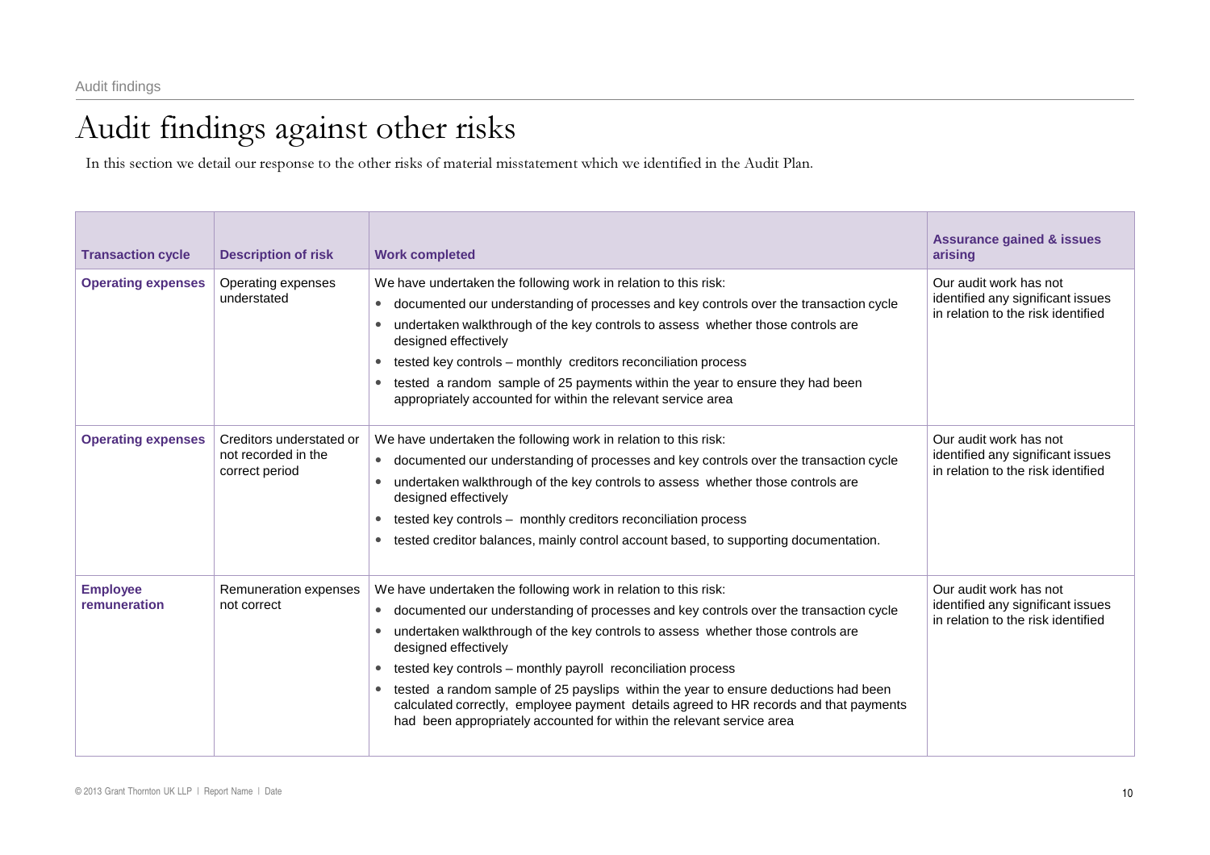# Audit findings against other risks

In this section we detail our response to the other risks of material misstatement which we identified in the Audit Plan.

| Transaction cycle | Description of risk | Work completed | Assurance gained & issues arising |
|---|---|---|---|
| **Operating expenses** | Operating expenses understated | We have undertaken the following work in relation to this risk:<br>• documented our understanding of processes and key controls over the transaction cycle<br>• undertaken walkthrough of the key controls to assess whether those controls are designed effectively<br>• tested key controls – monthly creditors reconciliation process<br>• tested a random sample of 25 payments within the year to ensure they had been appropriately accounted for within the relevant service area | Our audit work has not identified any significant issues in relation to the risk identified |
| **Operating expenses** | Creditors understated or not recorded in the correct period | We have undertaken the following work in relation to this risk:<br>• documented our understanding of processes and key controls over the transaction cycle<br>• undertaken walkthrough of the key controls to assess whether those controls are designed effectively<br>• tested key controls – monthly creditors reconciliation process<br>• tested creditor balances, mainly control account based, to supporting documentation. | Our audit work has not identified any significant issues in relation to the risk identified |
| **Employee remuneration** | Remuneration expenses not correct | We have undertaken the following work in relation to this risk:<br>• documented our understanding of processes and key controls over the transaction cycle<br>• undertaken walkthrough of the key controls to assess whether those controls are designed effectively<br>• tested key controls – monthly payroll reconciliation process<br>• tested a random sample of 25 payslips within the year to ensure deductions had been calculated correctly, employee payment details agreed to HR records and that payments had been appropriately accounted for within the relevant service area | Our audit work has not identified any significant issues in relation to the risk identified |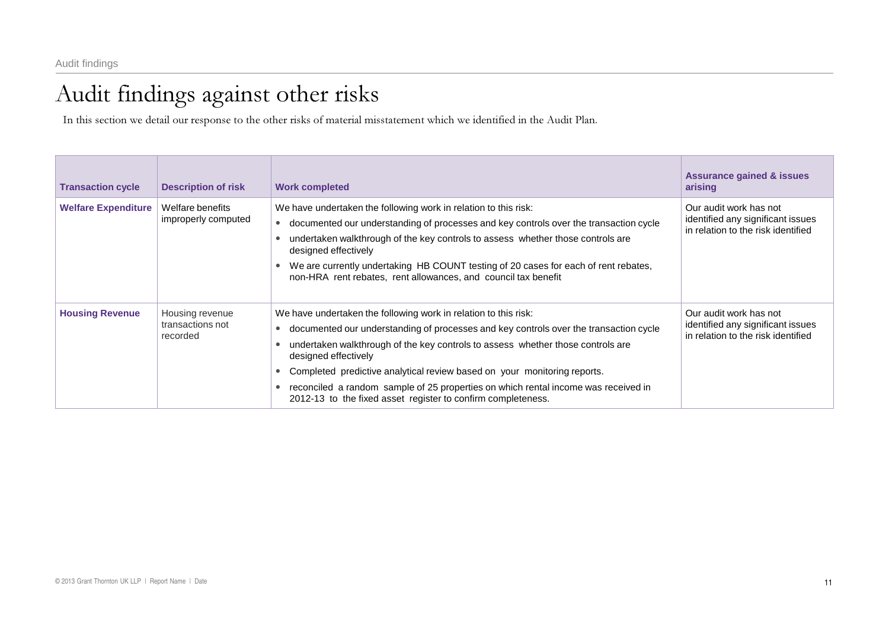# Audit findings against other risks

In this section we detail our response to the other risks of material misstatement which we identified in the Audit Plan.

| Transaction cycle | Description of risk | Work completed | Assurance gained & issues arising |
|---|---|---|---|
| **Welfare Expenditure** | Welfare benefits improperly computed | We have undertaken the following work in relation to this risk:<br>• documented our understanding of processes and key controls over the transaction cycle<br>• undertaken walkthrough of the key controls to assess whether those controls are designed effectively<br>• We are currently undertaking HB COUNT testing of 20 cases for each of rent rebates, non-HRA rent rebates, rent allowances, and council tax benefit | Our audit work has not identified any significant issues in relation to the risk identified |
| **Housing Revenue** | Housing revenue transactions not recorded | We have undertaken the following work in relation to this risk:<br>• documented our understanding of processes and key controls over the transaction cycle<br>• undertaken walkthrough of the key controls to assess whether those controls are designed effectively<br>• Completed predictive analytical review based on your monitoring reports.<br>• reconciled a random sample of 25 properties on which rental income was received in 2012-13 to the fixed asset register to confirm completeness. | Our audit work has not identified any significant issues in relation to the risk identified |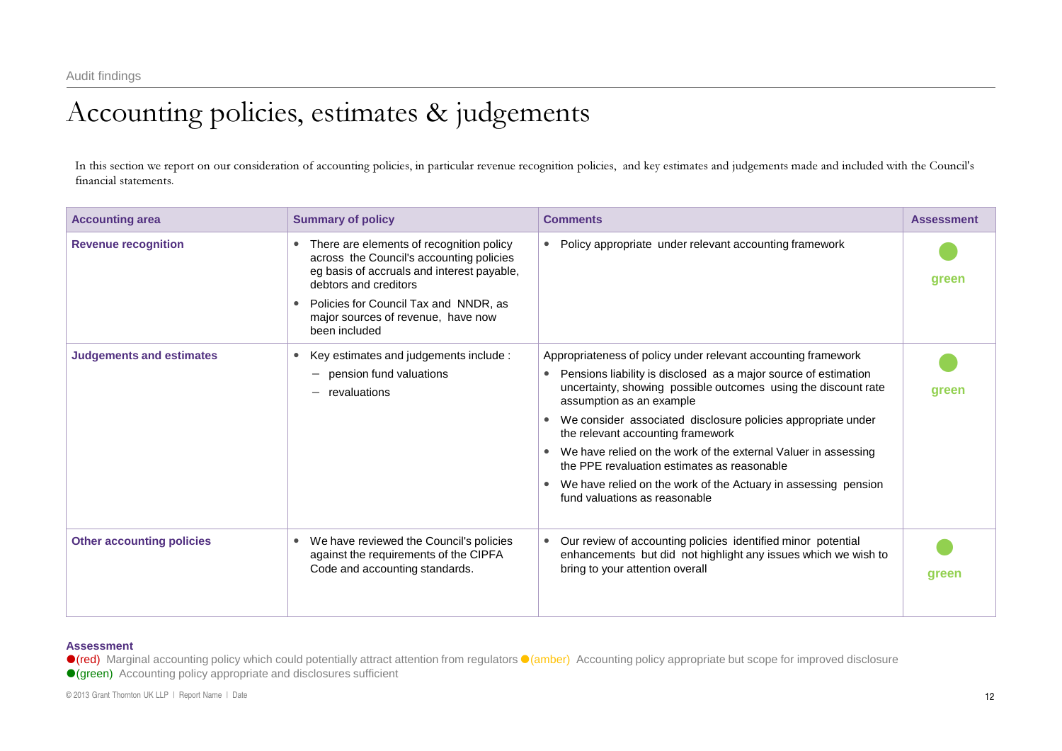Audit findings

# Accounting policies, estimates & judgements

In this section we report on our consideration of accounting policies, in particular revenue recognition policies, and key estimates and judgements made and included with the Council's financial statements.

| Accounting area | Summary of policy | Comments | Assessment |
|---|---|---|---|
| **Revenue recognition** | • There are elements of recognition policy across the Council's accounting policies eg basis of accruals and interest payable, debtors and creditors<br>• Policies for Council Tax and NNDR, as major sources of revenue, have now been included | • Policy appropriate under relevant accounting framework | ● green |
| **Judgements and estimates** | • Key estimates and judgements include :<br>– pension fund valuations<br>– revaluations | Appropriateness of policy under relevant accounting framework<br>• Pensions liability is disclosed as a major source of estimation uncertainty, showing possible outcomes using the discount rate assumption as an example<br>• We consider associated disclosure policies appropriate under the relevant accounting framework<br>• We have relied on the work of the external Valuer in assessing the PPE revaluation estimates as reasonable<br>• We have relied on the work of the Actuary in assessing pension fund valuations as reasonable | ● green |
| **Other accounting policies** | • We have reviewed the Council's policies against the requirements of the CIPFA Code and accounting standards. | • Our review of accounting policies identified minor potential enhancements but did not highlight any issues which we wish to bring to your attention overall | ● green |

**Assessment**

●(red) Marginal accounting policy which could potentially attract attention from regulators ●(amber) Accounting policy appropriate but scope for improved disclosure
●(green) Accounting policy appropriate and disclosures sufficient

© 2013 Grant Thornton UK LLP | Report Name | Date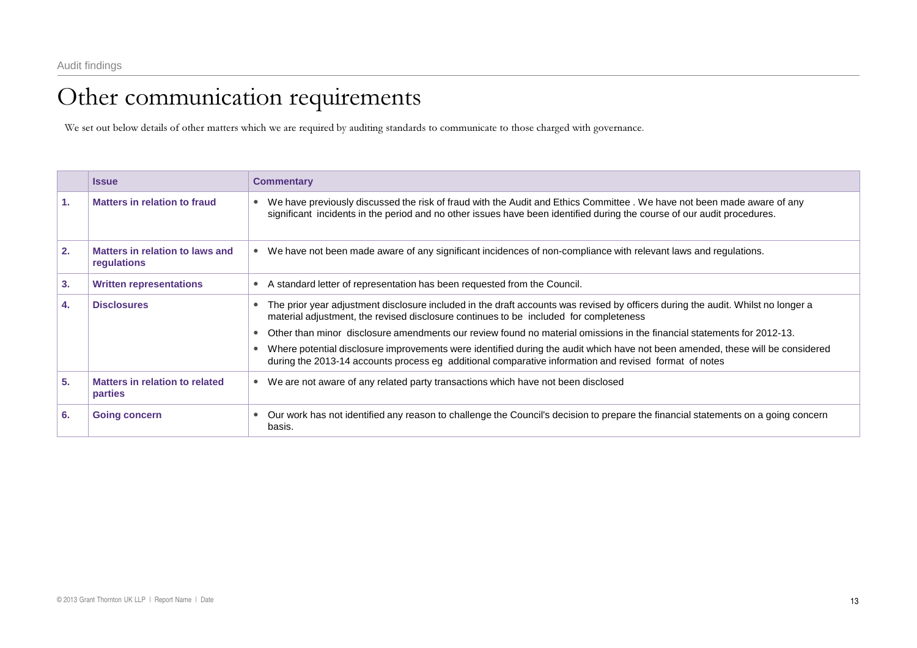# Other communication requirements

We set out below details of other matters which we are required by auditing standards to communicate to those charged with governance.

| | Issue | Commentary |
|---|---|---|
| 1. | **Matters in relation to fraud** | • We have previously discussed the risk of fraud with the Audit and Ethics Committee . We have not been made aware of any significant incidents in the period and no other issues have been identified during the course of our audit procedures. |
| 2. | **Matters in relation to laws and regulations** | • We have not been made aware of any significant incidences of non-compliance with relevant laws and regulations. |
| 3. | **Written representations** | • A standard letter of representation has been requested from the Council. |
| 4. | **Disclosures** | • The prior year adjustment disclosure included in the draft accounts was revised by officers during the audit. Whilst no longer a material adjustment, the revised disclosure continues to be included for completeness<br>• Other than minor disclosure amendments our review found no material omissions in the financial statements for 2012-13.<br>• Where potential disclosure improvements were identified during the audit which have not been amended, these will be considered during the 2013-14 accounts process eg additional comparative information and revised format of notes |
| 5. | **Matters in relation to related parties** | • We are not aware of any related party transactions which have not been disclosed |
| 6. | **Going concern** | • Our work has not identified any reason to challenge the Council's decision to prepare the financial statements on a going concern basis. |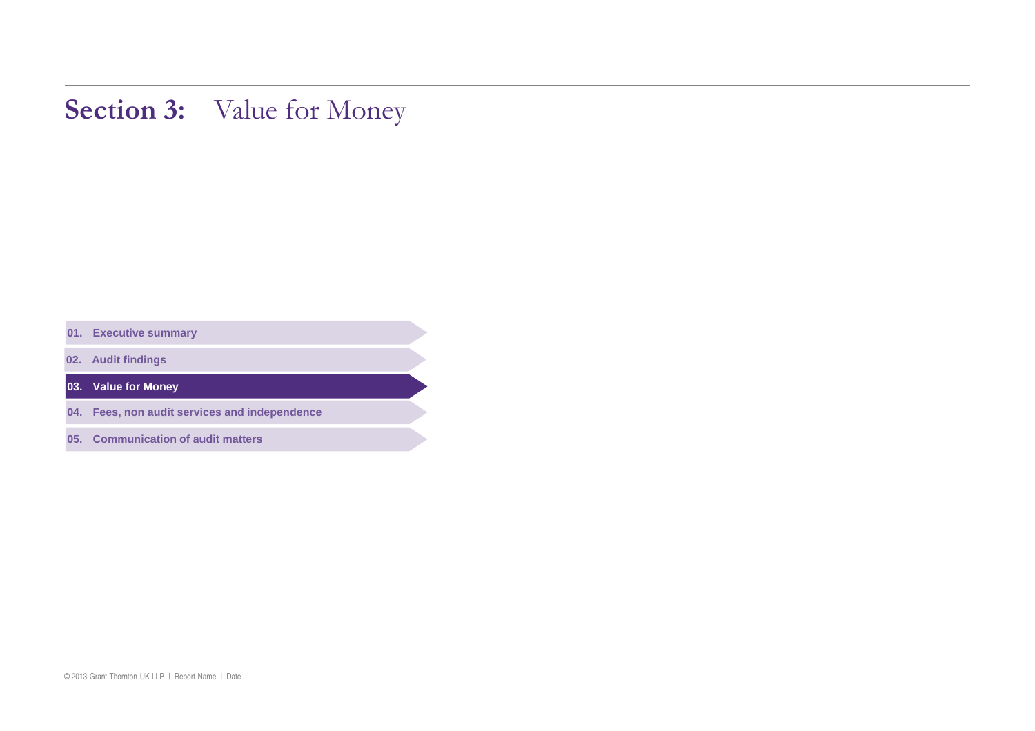# Section 3: Value for Money

01. Executive summary

02. Audit findings

**03. Value for Money**

04. Fees, non audit services and independence

05. Communication of audit matters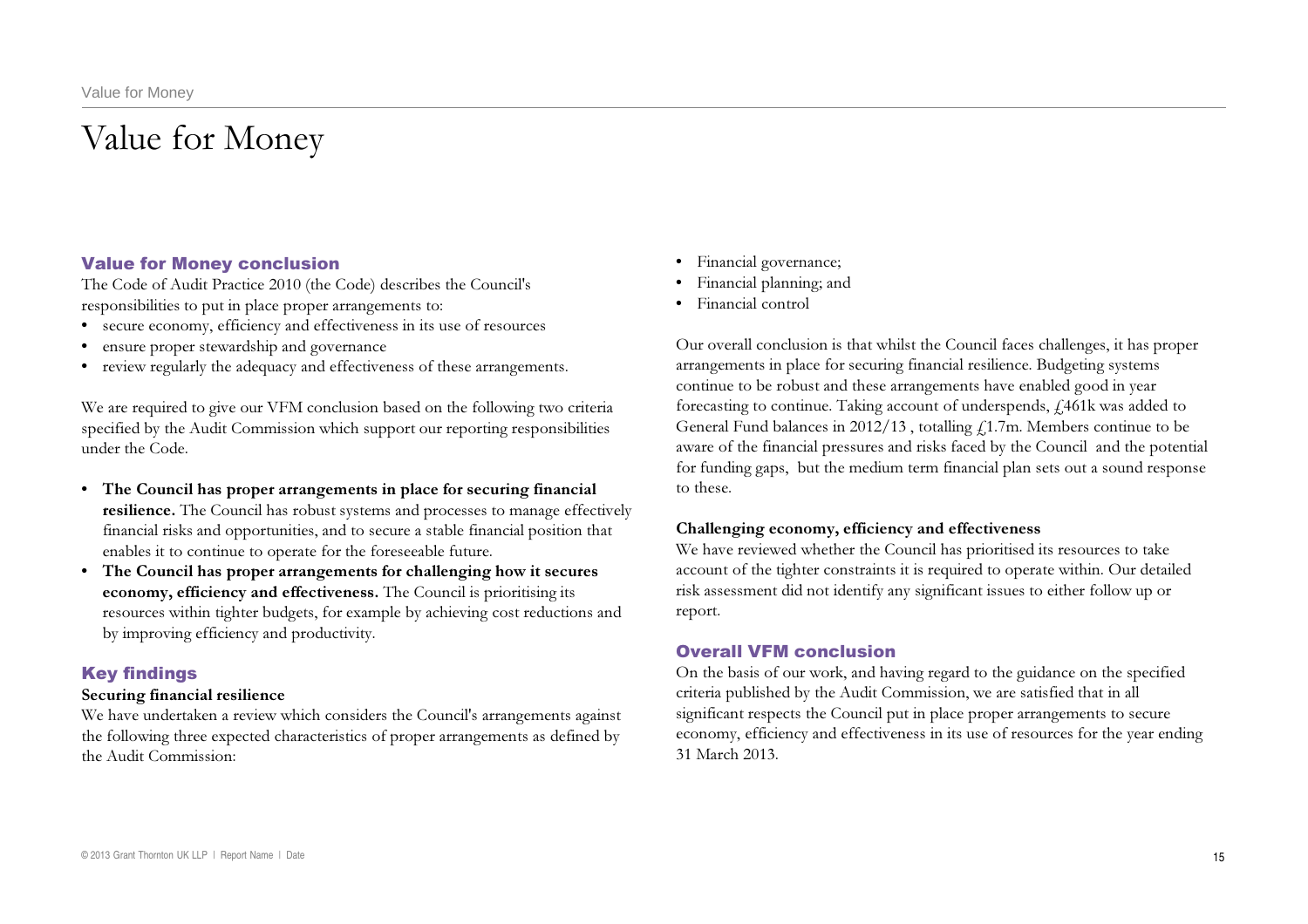# Value for Money

## Value for Money conclusion

The Code of Audit Practice 2010 (the Code) describes the Council's responsibilities to put in place proper arrangements to:

- secure economy, efficiency and effectiveness in its use of resources
- ensure proper stewardship and governance
- review regularly the adequacy and effectiveness of these arrangements.

We are required to give our VFM conclusion based on the following two criteria specified by the Audit Commission which support our reporting responsibilities under the Code.

- **The Council has proper arrangements in place for securing financial resilience.** The Council has robust systems and processes to manage effectively financial risks and opportunities, and to secure a stable financial position that enables it to continue to operate for the foreseeable future.
- **The Council has proper arrangements for challenging how it secures economy, efficiency and effectiveness.** The Council is prioritising its resources within tighter budgets, for example by achieving cost reductions and by improving efficiency and productivity.

## Key findings

**Securing financial resilience**

We have undertaken a review which considers the Council's arrangements against the following three expected characteristics of proper arrangements as defined by the Audit Commission:

- Financial governance;
- Financial planning; and
- Financial control

Our overall conclusion is that whilst the Council faces challenges, it has proper arrangements in place for securing financial resilience. Budgeting systems continue to be robust and these arrangements have enabled good in year forecasting to continue. Taking account of underspends, £461k was added to General Fund balances in 2012/13 , totalling £1.7m. Members continue to be aware of the financial pressures and risks faced by the Council and the potential for funding gaps, but the medium term financial plan sets out a sound response to these.

**Challenging economy, efficiency and effectiveness**

We have reviewed whether the Council has prioritised its resources to take account of the tighter constraints it is required to operate within. Our detailed risk assessment did not identify any significant issues to either follow up or report.

## Overall VFM conclusion

On the basis of our work, and having regard to the guidance on the specified criteria published by the Audit Commission, we are satisfied that in all significant respects the Council put in place proper arrangements to secure economy, efficiency and effectiveness in its use of resources for the year ending 31 March 2013.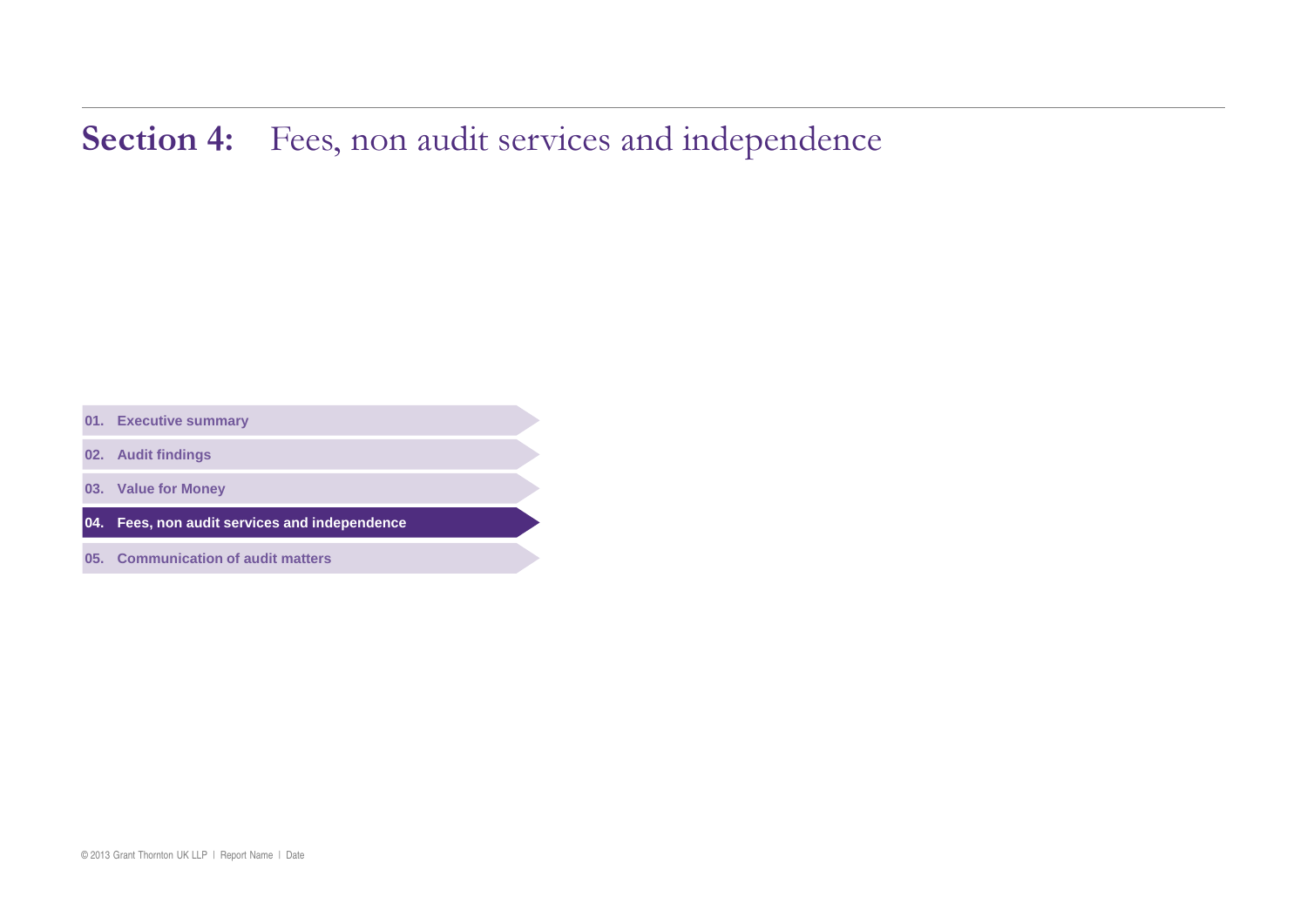# Section 4: Fees, non audit services and independence

01. Executive summary

02. Audit findings

03. Value for Money

**04. Fees, non audit services and independence**

05. Communication of audit matters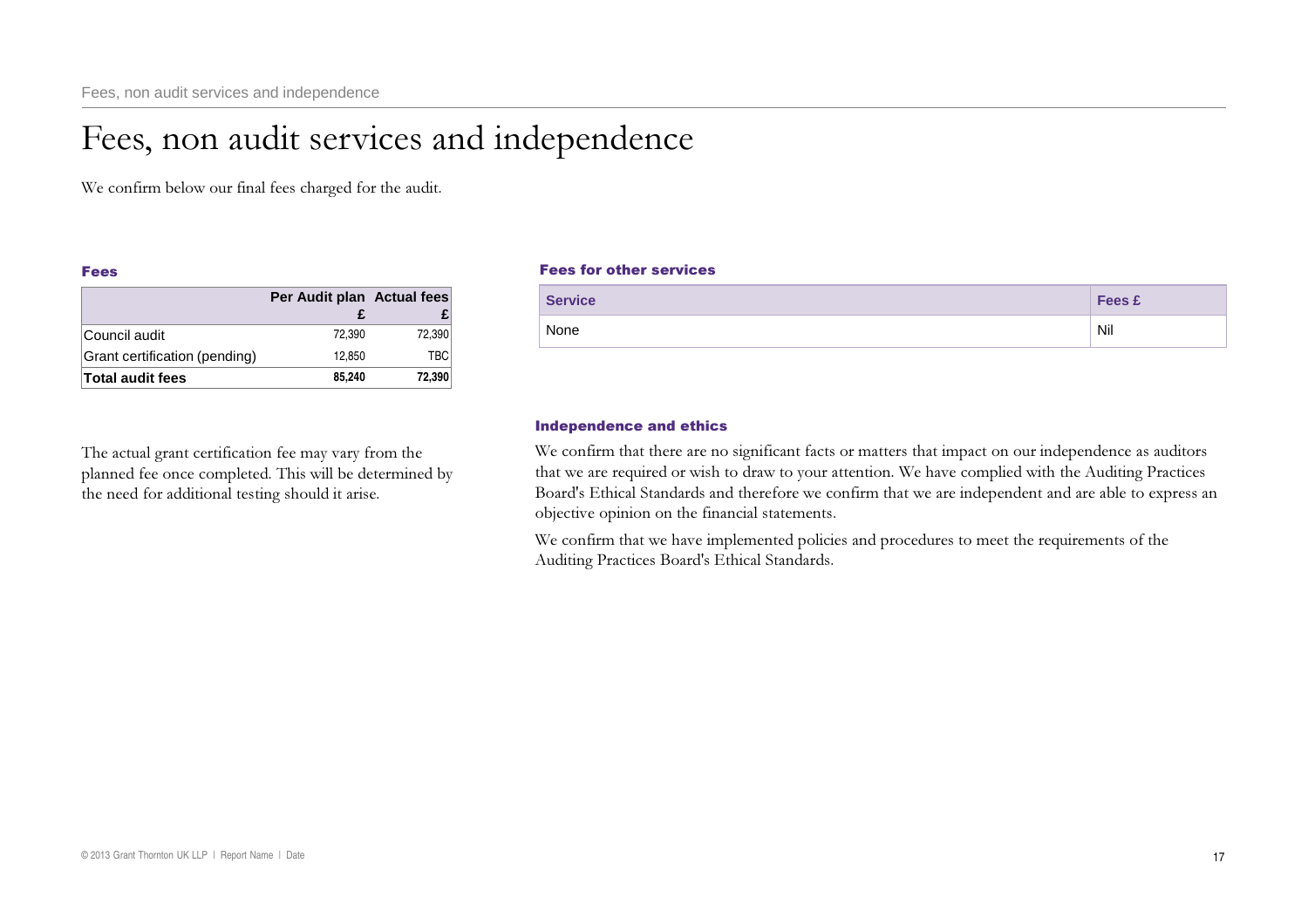# Fees, non audit services and independence

We confirm below our final fees charged for the audit.

### Fees

| | Per Audit plan £ | Actual fees £ |
|---|---|---|
| Council audit | 72,390 | 72,390 |
| Grant certification (pending) | 12,850 | TBC |
| **Total audit fees** | **85,240** | **72,390** |

The actual grant certification fee may vary from the planned fee once completed. This will be determined by the need for additional testing should it arise.

### Fees for other services

| Service | Fees £ |
|---|---|
| None | Nil |

### Independence and ethics

We confirm that there are no significant facts or matters that impact on our independence as auditors that we are required or wish to draw to your attention. We have complied with the Auditing Practices Board's Ethical Standards and therefore we confirm that we are independent and are able to express an objective opinion on the financial statements.

We confirm that we have implemented policies and procedures to meet the requirements of the Auditing Practices Board's Ethical Standards.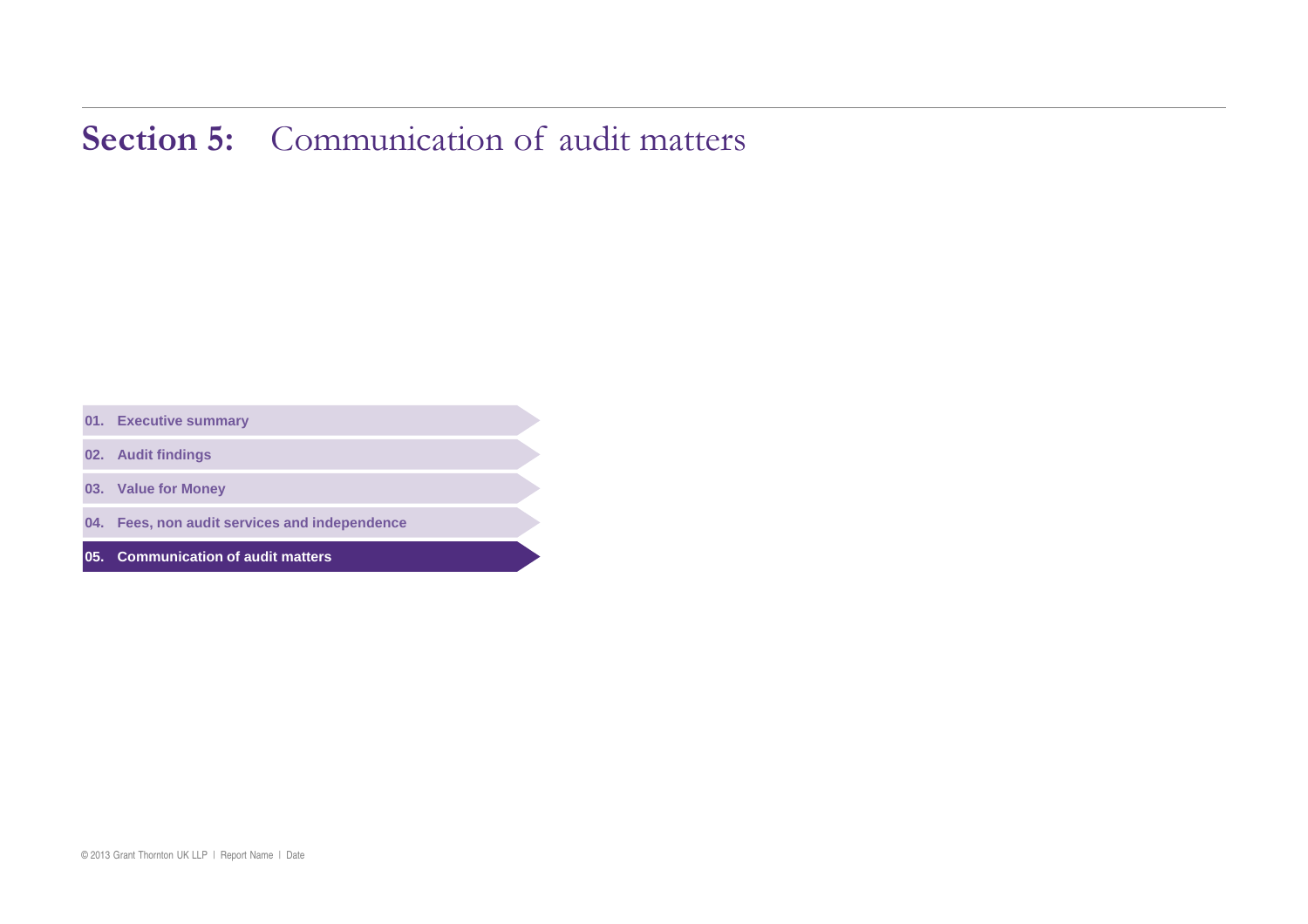# **Section 5:** Communication of audit matters

- **01. Executive summary**
- **02. Audit findings**
- **03. Value for Money**
- **04. Fees, non audit services and independence**
- **05. Communication of audit matters**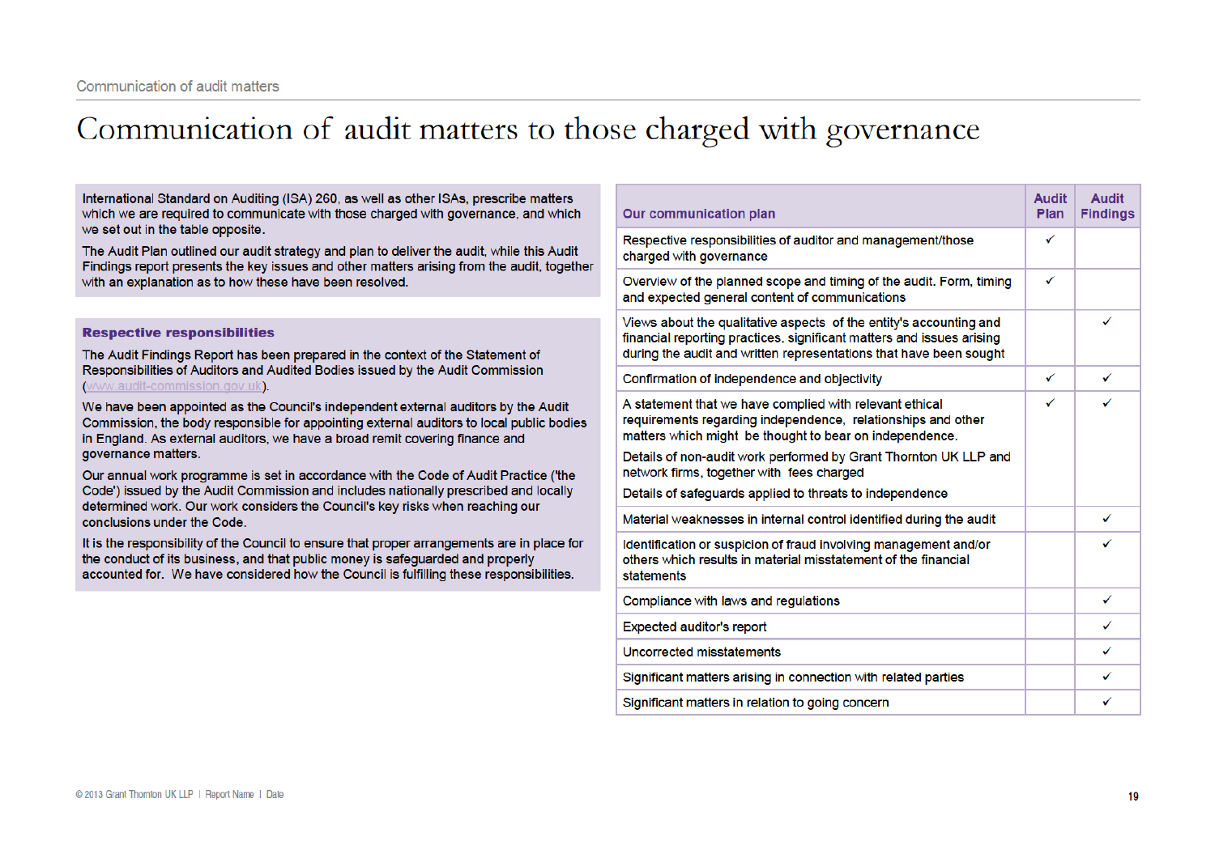# Communication of audit matters to those charged with governance

International Standard on Auditing (ISA) 260, as well as other ISAs, prescribe matters which we are required to communicate with those charged with governance, and which we set out in the table opposite.

The Audit Plan outlined our audit strategy and plan to deliver the audit, while this Audit Findings report presents the key issues and other matters arising from the audit, together with an explanation as to how these have been resolved.

### Respective responsibilities

The Audit Findings Report has been prepared in the context of the Statement of Responsibilities of Auditors and Audited Bodies issued by the Audit Commission (www.audit-commission.gov.uk).

We have been appointed as the Council's independent external auditors by the Audit Commission, the body responsible for appointing external auditors to local public bodies in England. As external auditors, we have a broad remit covering finance and governance matters.

Our annual work programme is set in accordance with the Code of Audit Practice ('the Code') issued by the Audit Commission and includes nationally prescribed and locally determined work. Our work considers the Council's key risks when reaching our conclusions under the Code.

It is the responsibility of the Council to ensure that proper arrangements are in place for the conduct of its business, and that public money is safeguarded and properly accounted for. We have considered how the Council is fulfilling these responsibilities.

| Our communication plan | Audit Plan | Audit Findings |
|---|---|---|
| Respective responsibilities of auditor and management/those charged with governance | ✓ | |
| Overview of the planned scope and timing of the audit. Form, timing and expected general content of communications | ✓ | |
| Views about the qualitative aspects of the entity's accounting and financial reporting practices, significant matters and issues arising during the audit and written representations that have been sought | | ✓ |
| Confirmation of independence and objectivity | ✓ | ✓ |
| A statement that we have complied with relevant ethical requirements regarding independence, relationships and other matters which might be thought to bear on independence.<br>Details of non-audit work performed by Grant Thornton UK LLP and network firms, together with fees charged<br>Details of safeguards applied to threats to independence | ✓ | ✓ |
| Material weaknesses in internal control identified during the audit | | ✓ |
| Identification or suspicion of fraud involving management and/or others which results in material misstatement of the financial statements | | ✓ |
| Compliance with laws and regulations | | ✓ |
| Expected auditor's report | | ✓ |
| Uncorrected misstatements | | ✓ |
| Significant matters arising in connection with related parties | | ✓ |
| Significant matters in relation to going concern | | ✓ |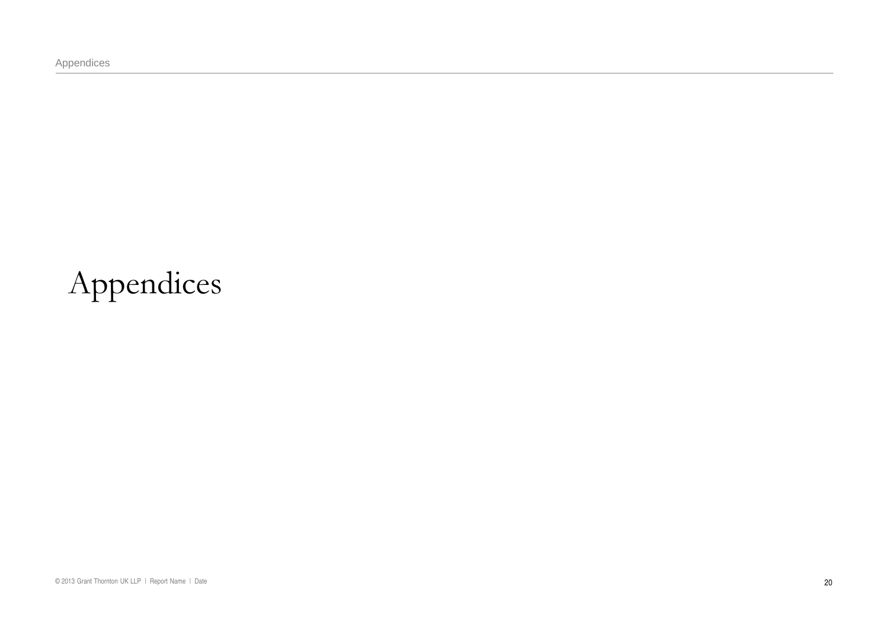# Appendices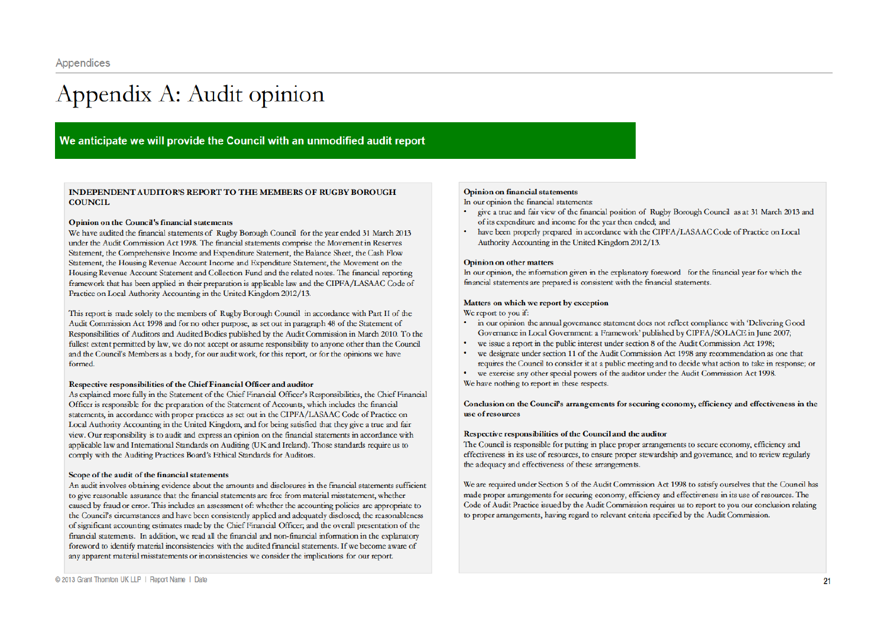# Appendix A: Audit opinion

**We anticipate we will provide the Council with an unmodified audit report**

**INDEPENDENT AUDITOR'S REPORT TO THE MEMBERS OF RUGBY BOROUGH COUNCIL**

**Opinion on the Council's financial statements**

We have audited the financial statements of Rugby Borough Council for the year ended 31 March 2013 under the Audit Commission Act 1998. The financial statements comprise the Movement in Reserves Statement, the Comprehensive Income and Expenditure Statement, the Balance Sheet, the Cash Flow Statement, the Housing Revenue Account Income and Expenditure Statement, the Movement on the Housing Revenue Account Statement and Collection Fund and the related notes. The financial reporting framework that has been applied in their preparation is applicable law and the CIPFA/LASAAC Code of Practice on Local Authority Accounting in the United Kingdom 2012/13.

This report is made solely to the members of Rugby Borough Council in accordance with Part II of the Audit Commission Act 1998 and for no other purpose, as set out in paragraph 48 of the Statement of Responsibilities of Auditors and Audited Bodies published by the Audit Commission in March 2010. To the fullest extent permitted by law, we do not accept or assume responsibility to anyone other than the Council and the Council's Members as a body, for our audit work, for this report, or for the opinions we have formed.

**Respective responsibilities of the Chief Financial Officer and auditor**

As explained more fully in the Statement of the Chief Financial Officer's Responsibilities, the Chief Financial Officer is responsible for the preparation of the Statement of Accounts, which includes the financial statements, in accordance with proper practices as set out in the CIPFA/LASAAC Code of Practice on Local Authority Accounting in the United Kingdom, and for being satisfied that they give a true and fair view. Our responsibility is to audit and express an opinion on the financial statements in accordance with applicable law and International Standards on Auditing (UK and Ireland). Those standards require us to comply with the Auditing Practices Board's Ethical Standards for Auditors.

**Scope of the audit of the financial statements**

An audit involves obtaining evidence about the amounts and disclosures in the financial statements sufficient to give reasonable assurance that the financial statements are free from material misstatement, whether caused by fraud or error. This includes an assessment of: whether the accounting policies are appropriate to the Council's circumstances and have been consistently applied and adequately disclosed; the reasonableness of significant accounting estimates made by the Chief Financial Officer; and the overall presentation of the financial statements. In addition, we read all the financial and non-financial information in the explanatory foreword to identify material inconsistencies with the audited financial statements. If we become aware of any apparent material misstatements or inconsistencies we consider the implications for our report.

**Opinion on financial statements**

In our opinion the financial statements:

- give a true and fair view of the financial position of Rugby Borough Council as at 31 March 2013 and of its expenditure and income for the year then ended; and
- have been properly prepared in accordance with the CIPFA/LASAAC Code of Practice on Local Authority Accounting in the United Kingdom 2012/13.

**Opinion on other matters**

In our opinion, the information given in the explanatory foreword for the financial year for which the financial statements are prepared is consistent with the financial statements.

**Matters on which we report by exception**

We report to you if:

- in our opinion the annual governance statement does not reflect compliance with 'Delivering Good Governance in Local Government: a Framework' published by CIPFA/SOLACE in June 2007;
- we issue a report in the public interest under section 8 of the Audit Commission Act 1998;
- we designate under section 11 of the Audit Commission Act 1998 any recommendation as one that requires the Council to consider it at a public meeting and to decide what action to take in response; or
- we exercise any other special powers of the auditor under the Audit Commission Act 1998.

We have nothing to report in these respects.

**Conclusion on the Council's arrangements for securing economy, efficiency and effectiveness in the use of resources**

**Respective responsibilities of the Council and the auditor**

The Council is responsible for putting in place proper arrangements to secure economy, efficiency and effectiveness in its use of resources, to ensure proper stewardship and governance, and to review regularly the adequacy and effectiveness of these arrangements.

We are required under Section 5 of the Audit Commission Act 1998 to satisfy ourselves that the Council has made proper arrangements for securing economy, efficiency and effectiveness in its use of resources. The Code of Audit Practice issued by the Audit Commission requires us to report to you our conclusion relating to proper arrangements, having regard to relevant criteria specified by the Audit Commission.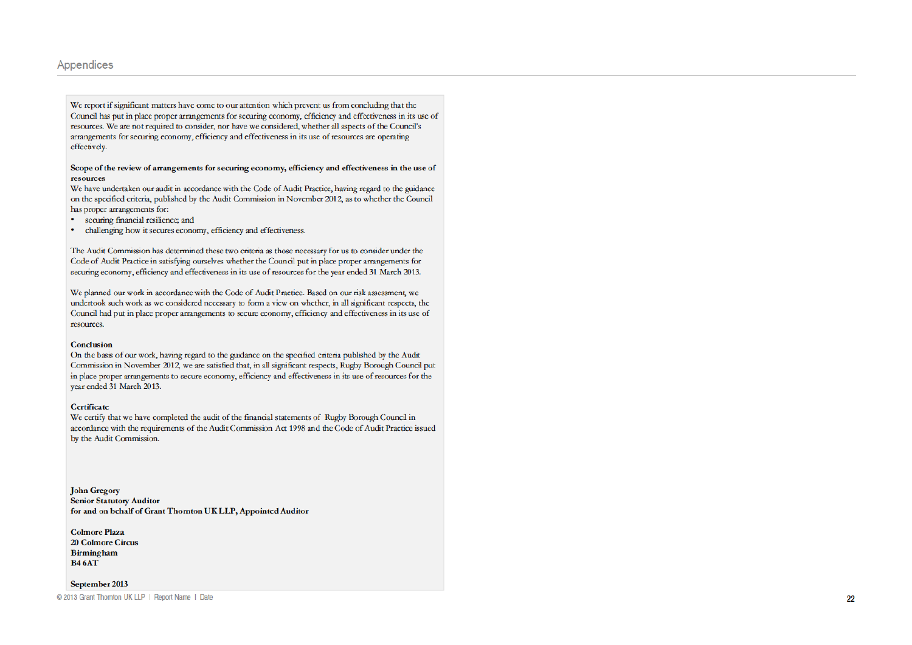# Appendices

We report if significant matters have come to our attention which prevent us from concluding that the Council has put in place proper arrangements for securing economy, efficiency and effectiveness in its use of resources. We are not required to consider, nor have we considered, whether all aspects of the Council's arrangements for securing economy, efficiency and effectiveness in its use of resources are operating effectively.

**Scope of the review of arrangements for securing economy, efficiency and effectiveness in the use of resources**

We have undertaken our audit in accordance with the Code of Audit Practice, having regard to the guidance on the specified criteria, published by the Audit Commission in November 2012, as to whether the Council has proper arrangements for:

- securing financial resilience; and
- challenging how it secures economy, efficiency and effectiveness.

The Audit Commission has determined these two criteria as those necessary for us to consider under the Code of Audit Practice in satisfying ourselves whether the Council put in place proper arrangements for securing economy, efficiency and effectiveness in its use of resources for the year ended 31 March 2013.

We planned our work in accordance with the Code of Audit Practice. Based on our risk assessment, we undertook such work as we considered necessary to form a view on whether, in all significant respects, the Council had put in place proper arrangements to secure economy, efficiency and effectiveness in its use of resources.

**Conclusion**

On the basis of our work, having regard to the guidance on the specified criteria published by the Audit Commission in November 2012, we are satisfied that, in all significant respects, Rugby Borough Council put in place proper arrangements to secure economy, efficiency and effectiveness in its use of resources for the year ended 31 March 2013.

**Certificate**

We certify that we have completed the audit of the financial statements of Rugby Borough Council in accordance with the requirements of the Audit Commission Act 1998 and the Code of Audit Practice issued by the Audit Commission.

**John Gregory**
**Senior Statutory Auditor**
**for and on behalf of Grant Thornton UK LLP, Appointed Auditor**

**Colmore Plaza**
**20 Colmore Circus**
**Birmingham**
**B4 6AT**

**September 2013**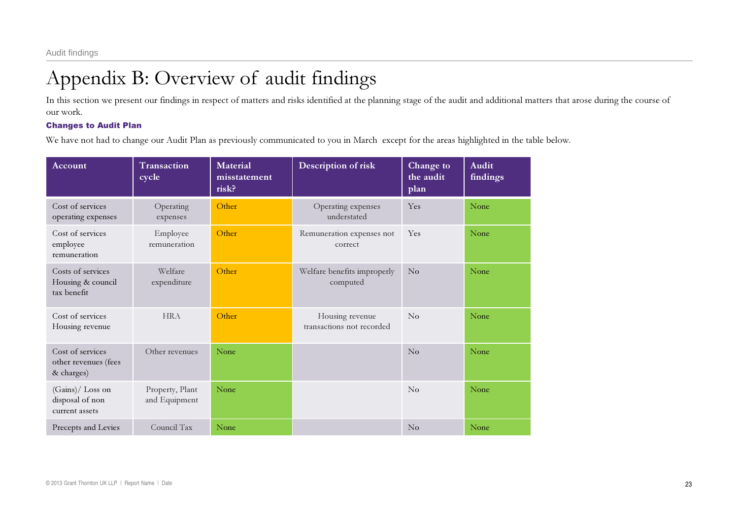# Appendix B: Overview of audit findings

In this section we present our findings in respect of matters and risks identified at the planning stage of the audit and additional matters that arose during the course of our work.

### Changes to Audit Plan

We have not had to change our Audit Plan as previously communicated to you in March except for the areas highlighted in the table below.

| Account | Transaction cycle | Material misstatement risk? | Description of risk | Change to the audit plan | Audit findings |
|---|---|---|---|---|---|
| Cost of services operating expenses | Operating expenses | Other | Operating expenses understated | Yes | None |
| Cost of services employee remuneration | Employee remuneration | Other | Remuneration expenses not correct | Yes | None |
| Costs of services Housing & council tax benefit | Welfare expenditure | Other | Welfare benefits improperly computed | No | None |
| Cost of services Housing revenue | HRA | Other | Housing revenue transactions not recorded | No | None |
| Cost of services other revenues (fees & charges) | Other revenues | None | | No | None |
| (Gains)/ Loss on disposal of non current assets | Property, Plant and Equipment | None | | No | None |
| Precepts and Levies | Council Tax | None | | No | None |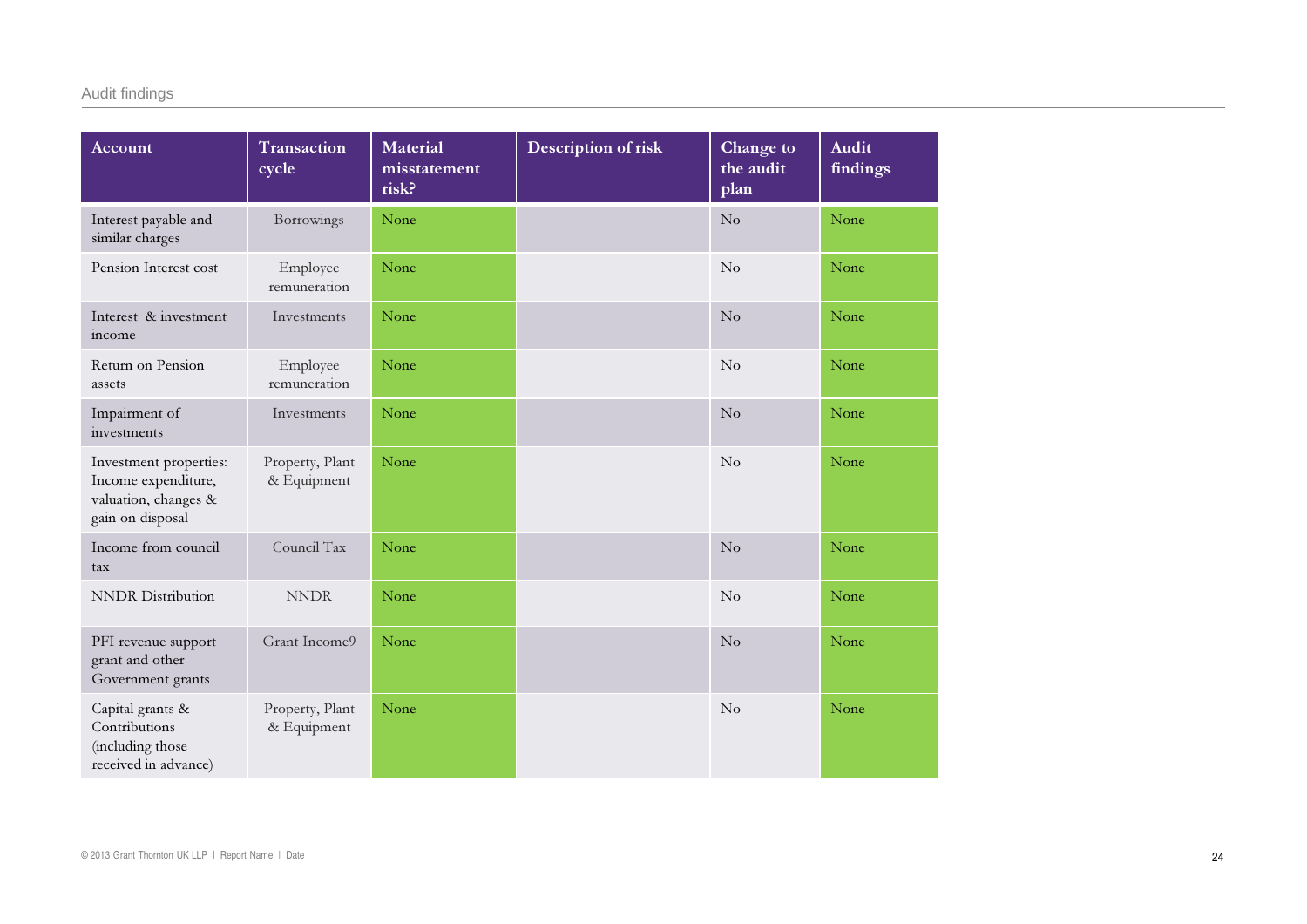## Audit findings

| Account | Transaction cycle | Material misstatement risk? | Description of risk | Change to the audit plan | Audit findings |
|---|---|---|---|---|---|
| Interest payable and similar charges | Borrowings | None | | No | None |
| Pension Interest cost | Employee remuneration | None | | No | None |
| Interest & investment income | Investments | None | | No | None |
| Return on Pension assets | Employee remuneration | None | | No | None |
| Impairment of investments | Investments | None | | No | None |
| Investment properties: Income expenditure, valuation, changes & gain on disposal | Property, Plant & Equipment | None | | No | None |
| Income from council tax | Council Tax | None | | No | None |
| NNDR Distribution | NNDR | None | | No | None |
| PFI revenue support grant and other Government grants | Grant Income9 | None | | No | None |
| Capital grants & Contributions (including those received in advance) | Property, Plant & Equipment | None | | No | None |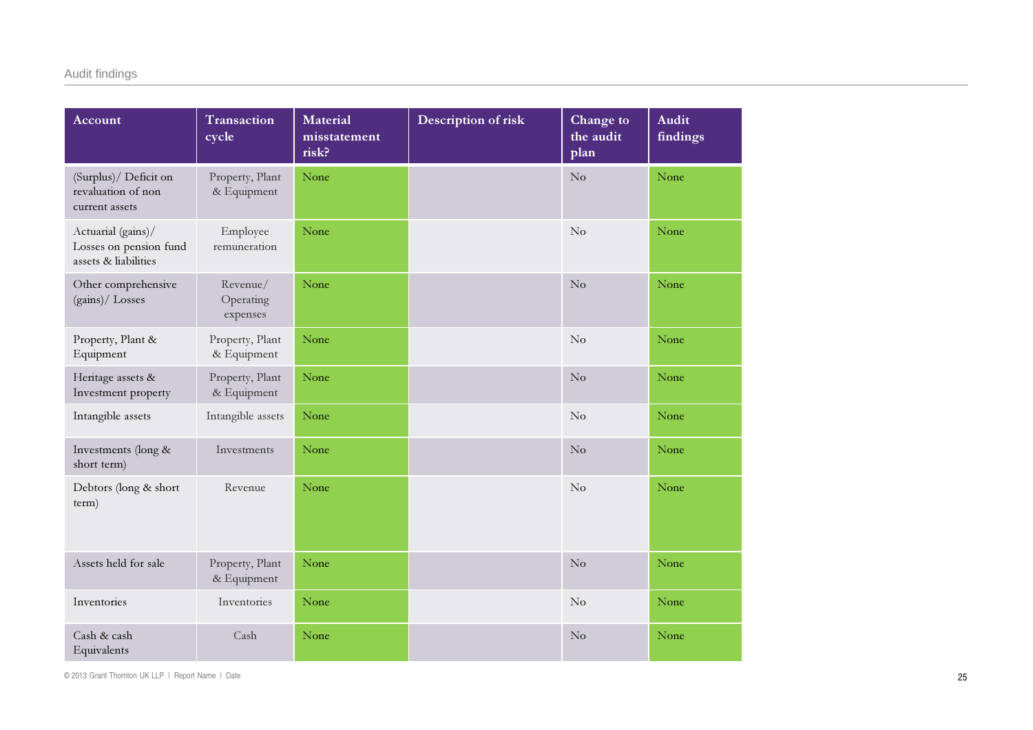## Audit findings

| Account | Transaction cycle | Material misstatement risk? | Description of risk | Change to the audit plan | Audit findings |
|---|---|---|---|---|---|
| (Surplus)/ Deficit on revaluation of non current assets | Property, Plant & Equipment | None | | No | None |
| Actuarial (gains)/ Losses on pension fund assets & liabilities | Employee remuneration | None | | No | None |
| Other comprehensive (gains)/ Losses | Revenue/ Operating expenses | None | | No | None |
| Property, Plant & Equipment | Property, Plant & Equipment | None | | No | None |
| Heritage assets & Investment property | Property, Plant & Equipment | None | | No | None |
| Intangible assets | Intangible assets | None | | No | None |
| Investments (long & short term) | Investments | None | | No | None |
| Debtors (long & short term) | Revenue | None | | No | None |
| Assets held for sale | Property, Plant & Equipment | None | | No | None |
| Inventories | Inventories | None | | No | None |
| Cash & cash Equivalents | Cash | None | | No | None |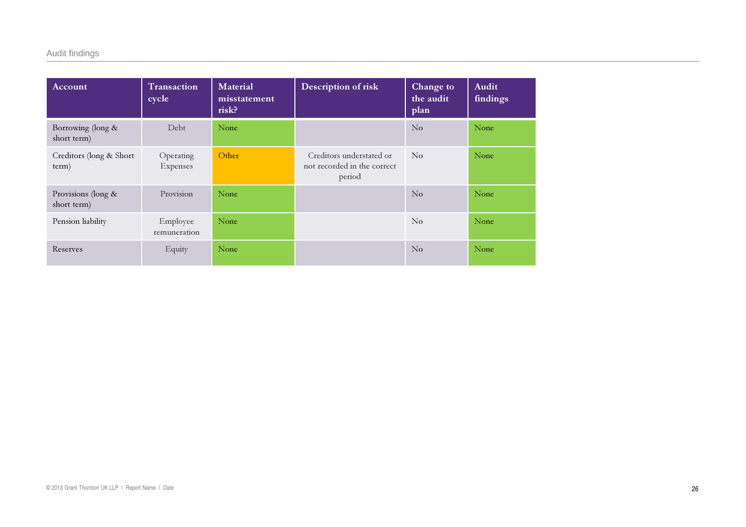## Audit findings

| Account | Transaction cycle | Material misstatement risk? | Description of risk | Change to the audit plan | Audit findings |
|---|---|---|---|---|---|
| Borrowing (long & short term) | Debt | None | | No | None |
| Creditors (long & Short term) | Operating Expenses | Other | Creditors understated or not recorded in the correct period | No | None |
| Provisions (long & short term) | Provision | None | | No | None |
| Pension liability | Employee remuneration | None | | No | None |
| Reserves | Equity | None | | No | None |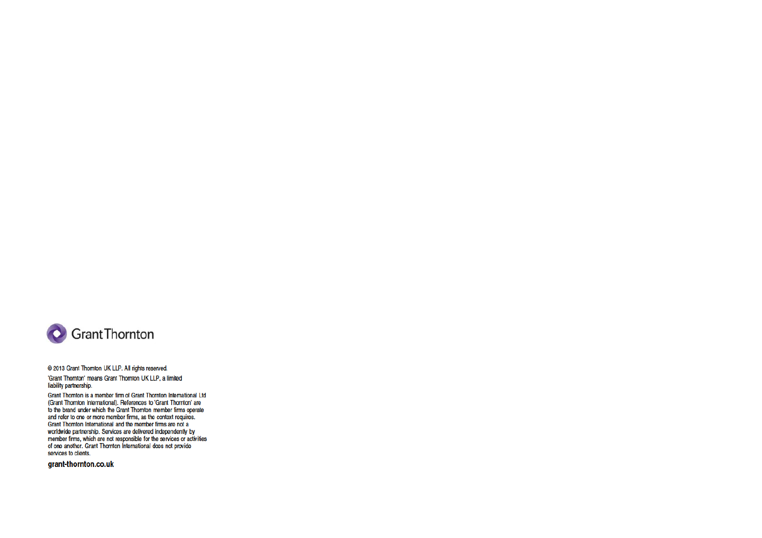Grant Thornton

© 2013 Grant Thornton UK LLP. All rights reserved.

'Grant Thornton' means Grant Thornton UK LLP, a limited liability partnership.

Grant Thornton is a member firm of Grant Thornton International Ltd (Grant Thornton International). References to 'Grant Thornton' are to the brand under which the Grant Thornton member firms operate and refer to one or more member firms, as the context requires. Grant Thornton International and the member firms are not a worldwide partnership. Services are delivered independently by member firms, which are not responsible for the services or activities of one another. Grant Thornton International does not provide services to clients.

**grant-thornton.co.uk**